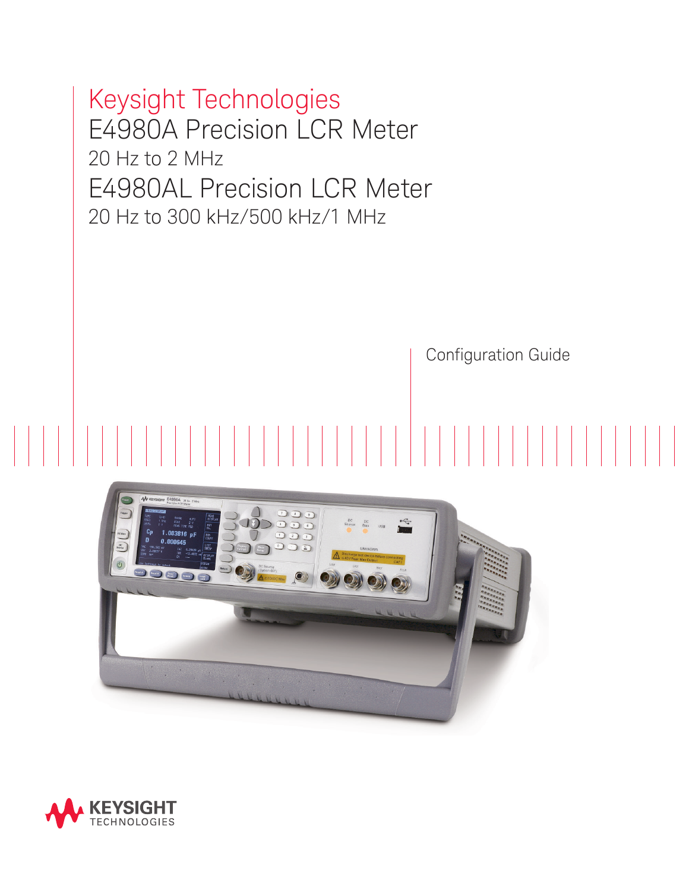# Keysight Technologies

# E4980A Precision LCR Meter

## 20 Hz to 2 MHz

# E4980AL Precision LCR Meter

## 20 Hz to 300 kHz/500 kHz/1 MHz

Configuration Guide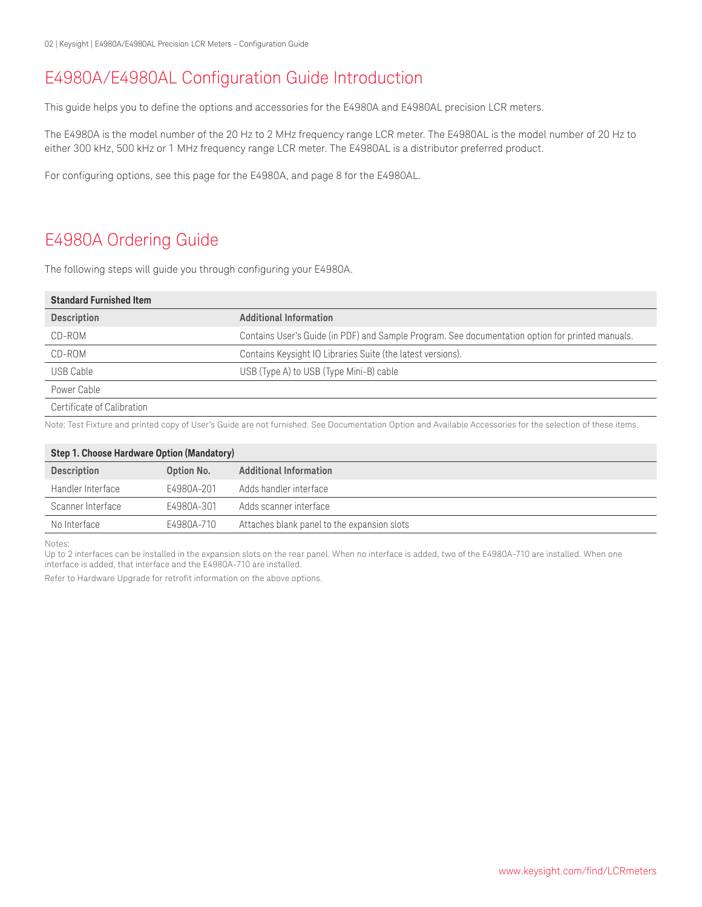## E4980A/E4980AL Configuration Guide Introduction

This guide helps you to define the options and accessories for the E4980A and E4980AL precision LCR meters.

The E4980A is the model number of the 20 Hz to 2 MHz frequency range LCR meter. The E4980AL is the model number of 20 Hz to either 300 kHz, 500 kHz or 1 MHz frequency range LCR meter. The E4980AL is a distributor preferred product.

For configuring options, see this page for the E4980A, and page 8 for the E4980AL.

## E4980A Ordering Guide

The following steps will guide you through configuring your E4980A.

| **Standard Furnished Item** | |
|---|---|
| **Description** | **Additional Information** |
| CD-ROM | Contains User's Guide (in PDF) and Sample Program. See documentation option for printed manuals. |
| CD-ROM | Contains Keysight IO Libraries Suite (the latest versions). |
| USB Cable | USB (Type A) to USB (Type Mini-B) cable |
| Power Cable | |
| Certificate of Calibration | |

Note: Test Fixture and printed copy of User's Guide are not furnished. See Documentation Option and Available Accessories for the selection of these items.

| **Step 1. Choose Hardware Option (Mandatory)** | | |
|---|---|---|
| **Description** | **Option No.** | **Additional Information** |
| Handler Interface | E4980A-201 | Adds handler interface |
| Scanner Interface | E4980A-301 | Adds scanner interface |
| No Interface | E4980A-710 | Attaches blank panel to the expansion slots |

Notes:
Up to 2 interfaces can be installed in the expansion slots on the rear panel. When no interface is added, two of the E4980A-710 are installed. When one interface is added, that interface and the E4980A-710 are installed.

Refer to Hardware Upgrade for retrofit information on the above options.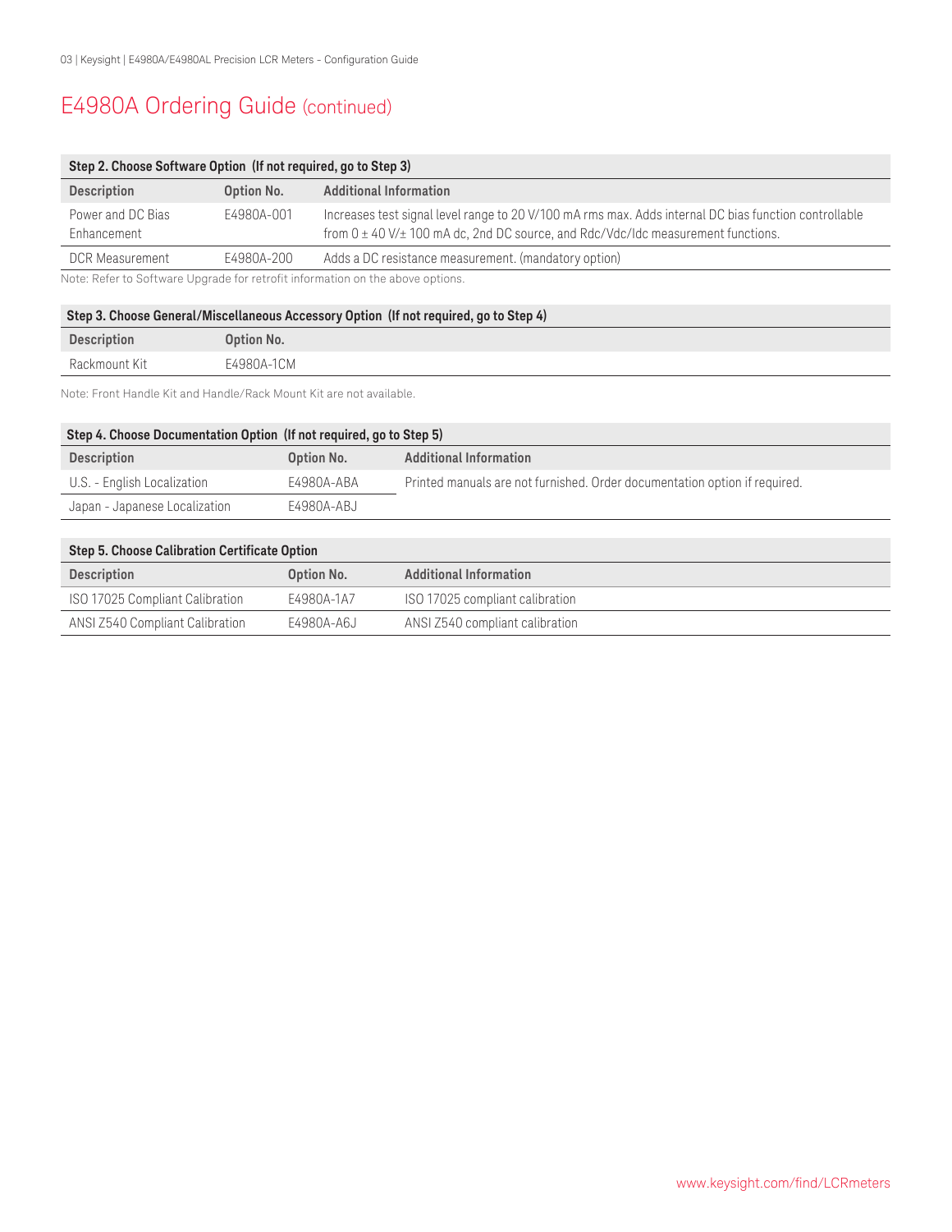# E4980A Ordering Guide (continued)

| Step 2. Choose Software Option (If not required, go to Step 3) | | |
|---|---|---|
| **Description** | **Option No.** | **Additional Information** |
| Power and DC Bias Enhancement | E4980A-001 | Increases test signal level range to 20 V/100 mA rms max. Adds internal DC bias function controllable from 0 ± 40 V/± 100 mA dc, 2nd DC source, and Rdc/Vdc/Idc measurement functions. |
| DCR Measurement | E4980A-200 | Adds a DC resistance measurement. (mandatory option) |

Note: Refer to Software Upgrade for retrofit information on the above options.

| Step 3. Choose General/Miscellaneous Accessory Option (If not required, go to Step 4) | |
|---|---|
| **Description** | **Option No.** |
| Rackmount Kit | E4980A-1CM |

Note: Front Handle Kit and Handle/Rack Mount Kit are not available.

| Step 4. Choose Documentation Option (If not required, go to Step 5) | | |
|---|---|---|
| **Description** | **Option No.** | **Additional Information** |
| U.S. - English Localization | E4980A-ABA | Printed manuals are not furnished. Order documentation option if required. |
| Japan - Japanese Localization | E4980A-ABJ | |

| Step 5. Choose Calibration Certificate Option | | |
|---|---|---|
| **Description** | **Option No.** | **Additional Information** |
| ISO 17025 Compliant Calibration | E4980A-1A7 | ISO 17025 compliant calibration |
| ANSI Z540 Compliant Calibration | E4980A-A6J | ANSI Z540 compliant calibration |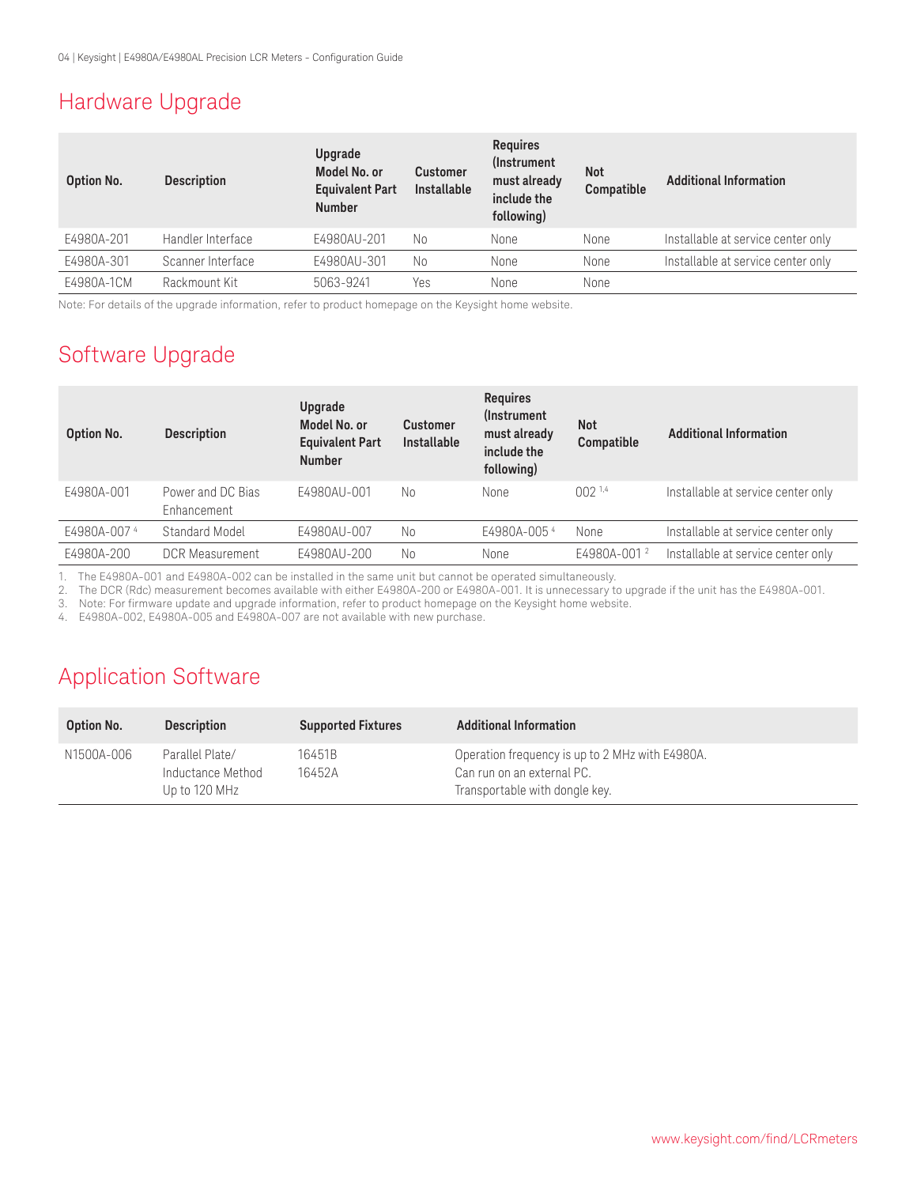## Hardware Upgrade

| Option No. | Description | Upgrade Model No. or Equivalent Part Number | Customer Installable | Requires (Instrument must already include the following) | Not Compatible | Additional Information |
|---|---|---|---|---|---|---|
| E4980A-201 | Handler Interface | E4980AU-201 | No | None | None | Installable at service center only |
| E4980A-301 | Scanner Interface | E4980AU-301 | No | None | None | Installable at service center only |
| E4980A-1CM | Rackmount Kit | 5063-9241 | Yes | None | None | |

Note: For details of the upgrade information, refer to product homepage on the Keysight home website.

## Software Upgrade

| Option No. | Description | Upgrade Model No. or Equivalent Part Number | Customer Installable | Requires (Instrument must already include the following) | Not Compatible | Additional Information |
|---|---|---|---|---|---|---|
| E4980A-001 | Power and DC Bias Enhancement | E4980AU-001 | No | None | 002 [1,4] | Installable at service center only |
| E4980A-007 [4] | Standard Model | E4980AU-007 | No | E4980A-005 [4] | None | Installable at service center only |
| E4980A-200 | DCR Measurement | E4980AU-200 | No | None | E4980A-001 [2] | Installable at service center only |

1. The E4980A-001 and E4980A-002 can be installed in the same unit but cannot be operated simultaneously.
2. The DCR (Rdc) measurement becomes available with either E4980A-200 or E4980A-001. It is unnecessary to upgrade if the unit has the E4980A-001.
3. Note: For firmware update and upgrade information, refer to product homepage on the Keysight home website.
4. E4980A-002, E4980A-005 and E4980A-007 are not available with new purchase.

## Application Software

| Option No. | Description | Supported Fixtures | Additional Information |
|---|---|---|---|
| N1500A-006 | Parallel Plate/ Inductance Method Up to 120 MHz | 16451B 16452A | Operation frequency is up to 2 MHz with E4980A. Can run on an external PC. Transportable with dongle key. |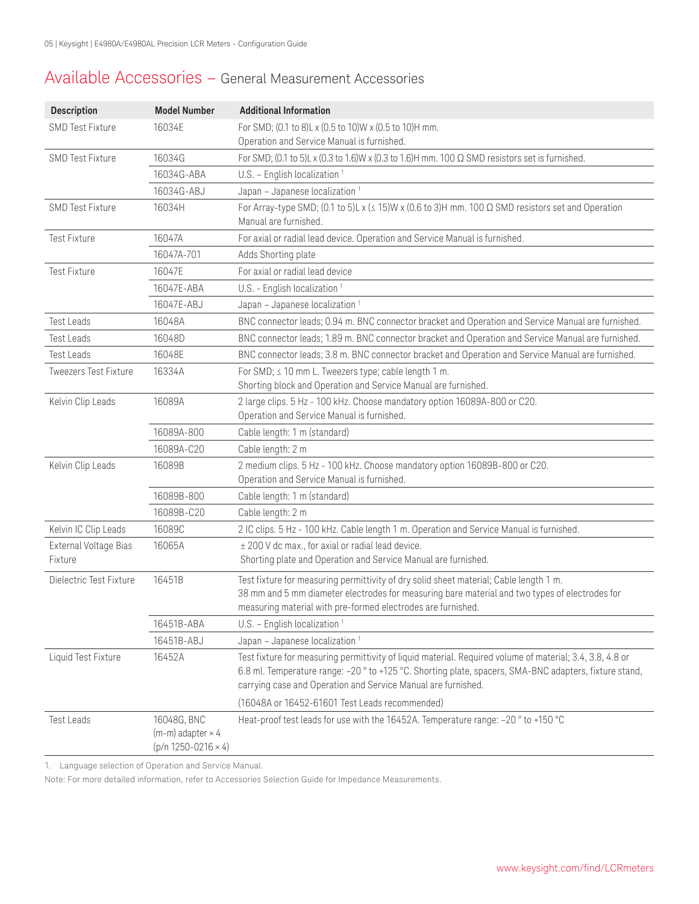# Available Accessories – General Measurement Accessories

| Description | Model Number | Additional Information |
|---|---|---|
| SMD Test Fixture | 16034E | For SMD; (0.1 to 8)L x (0.5 to 10)W x (0.5 to 10)H mm.<br>Operation and Service Manual is furnished. |
| SMD Test Fixture | 16034G | For SMD; (0.1 to 5)L x (0.3 to 1.6)W x (0.3 to 1.6)H mm. 100 Ω SMD resistors set is furnished. |
| | 16034G-ABA | U.S. – English localization [1] |
| | 16034G-ABJ | Japan – Japanese localization [1] |
| SMD Test Fixture | 16034H | For Array-type SMD; (0.1 to 5)L x (≤ 15)W x (0.6 to 3)H mm. 100 Ω SMD resistors set and Operation Manual are furnished. |
| Test Fixture | 16047A | For axial or radial lead device. Operation and Service Manual is furnished. |
| | 16047A-701 | Adds Shorting plate |
| Test Fixture | 16047E | For axial or radial lead device |
| | 16047E-ABA | U.S. - English localization [1] |
| | 16047E-ABJ | Japan – Japanese localization [1] |
| Test Leads | 16048A | BNC connector leads; 0.94 m. BNC connector bracket and Operation and Service Manual are furnished. |
| Test Leads | 16048D | BNC connector leads; 1.89 m. BNC connector bracket and Operation and Service Manual are furnished. |
| Test Leads | 16048E | BNC connector leads; 3.8 m. BNC connector bracket and Operation and Service Manual are furnished. |
| Tweezers Test Fixture | 16334A | For SMD; ≤ 10 mm L. Tweezers type; cable length 1 m.<br>Shorting block and Operation and Service Manual are furnished. |
| Kelvin Clip Leads | 16089A | 2 large clips. 5 Hz - 100 kHz. Choose mandatory option 16089A-800 or C20.<br>Operation and Service Manual is furnished. |
| | 16089A-800 | Cable length: 1 m (standard) |
| | 16089A-C20 | Cable length: 2 m |
| Kelvin Clip Leads | 16089B | 2 medium clips. 5 Hz - 100 kHz. Choose mandatory option 16089B-800 or C20.<br>Operation and Service Manual is furnished. |
| | 16089B-800 | Cable length: 1 m (standard) |
| | 16089B-C20 | Cable length: 2 m |
| Kelvin IC Clip Leads | 16089C | 2 IC clips. 5 Hz - 100 kHz. Cable length 1 m. Operation and Service Manual is furnished. |
| External Voltage Bias Fixture | 16065A | ± 200 V dc max., for axial or radial lead device.<br>Shorting plate and Operation and Service Manual are furnished. |
| Dielectric Test Fixture | 16451B | Test fixture for measuring permittivity of dry solid sheet material; Cable length 1 m.<br>38 mm and 5 mm diameter electrodes for measuring bare material and two types of electrodes for measuring material with pre-formed electrodes are furnished. |
| | 16451B-ABA | U.S. – English localization [1] |
| | 16451B-ABJ | Japan – Japanese localization [1] |
| Liquid Test Fixture | 16452A | Test fixture for measuring permittivity of liquid material. Required volume of material; 3.4, 3.8, 4.8 or 6.8 ml. Temperature range: –20 ° to +125 °C. Shorting plate, spacers, SMA-BNC adapters, fixture stand, carrying case and Operation and Service Manual are furnished.<br>(16048A or 16452-61601 Test Leads recommended) |
| Test Leads | 16048G, BNC (m-m) adapter × 4 (p/n 1250-0216 × 4) | Heat-proof test leads for use with the 16452A. Temperature range: –20 ° to +150 °C |

1. Language selection of Operation and Service Manual.

Note: For more detailed information, refer to Accessories Selection Guide for Impedance Measurements.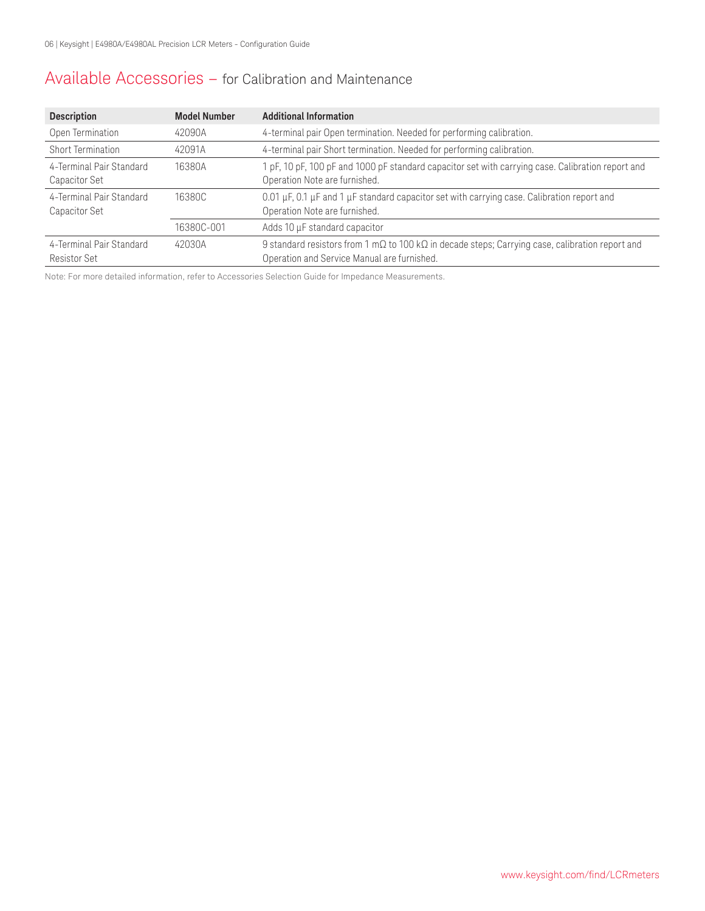# Available Accessories – for Calibration and Maintenance

| Description | Model Number | Additional Information |
| --- | --- | --- |
| Open Termination | 42090A | 4-terminal pair Open termination. Needed for performing calibration. |
| Short Termination | 42091A | 4-terminal pair Short termination. Needed for performing calibration. |
| 4-Terminal Pair Standard Capacitor Set | 16380A | 1 pF, 10 pF, 100 pF and 1000 pF standard capacitor set with carrying case. Calibration report and Operation Note are furnished. |
| 4-Terminal Pair Standard Capacitor Set | 16380C | 0.01 µF, 0.1 µF and 1 µF standard capacitor set with carrying case. Calibration report and Operation Note are furnished. |
| | 16380C-001 | Adds 10 µF standard capacitor |
| 4-Terminal Pair Standard Resistor Set | 42030A | 9 standard resistors from 1 mΩ to 100 kΩ in decade steps; Carrying case, calibration report and Operation and Service Manual are furnished. |

Note: For more detailed information, refer to Accessories Selection Guide for Impedance Measurements.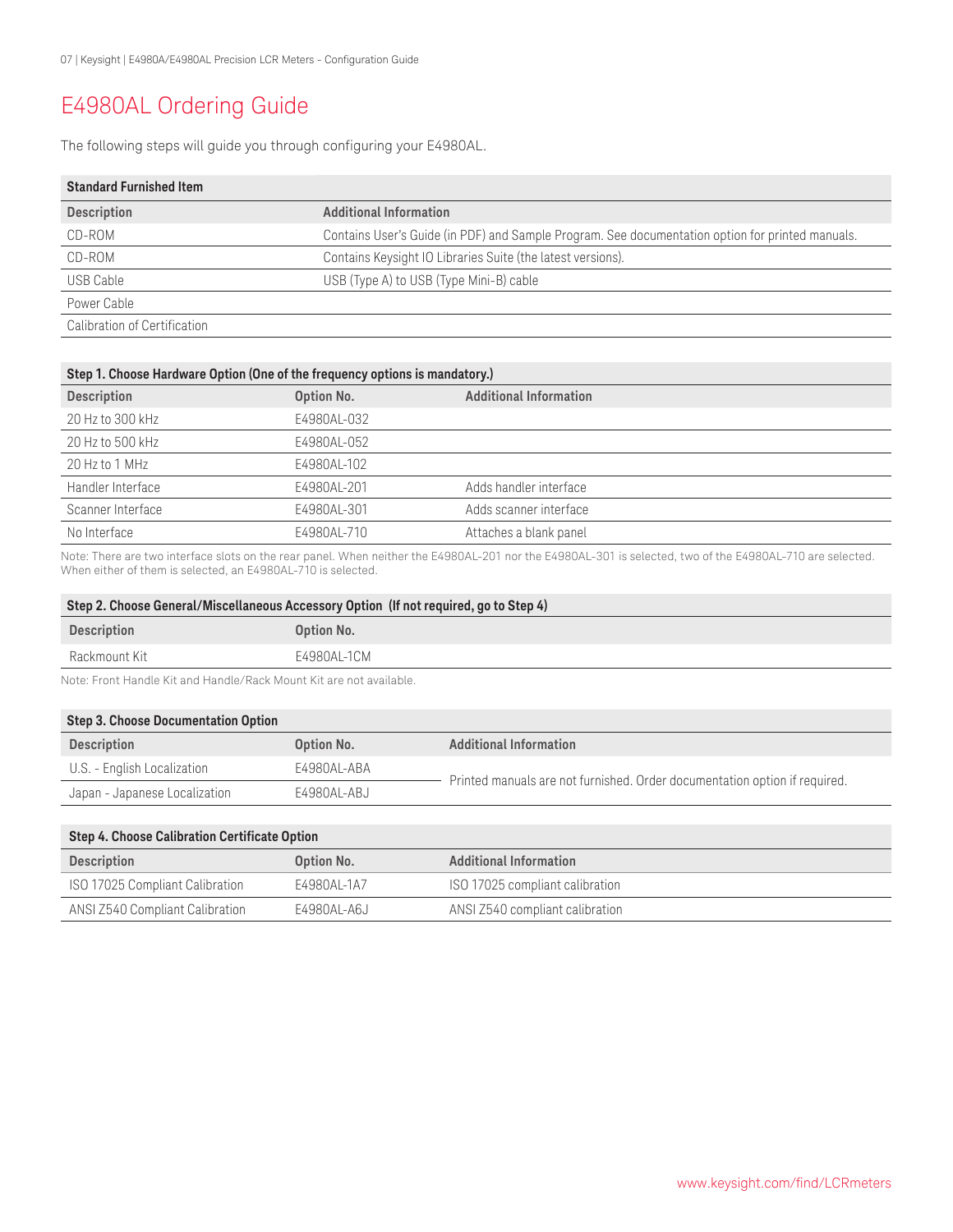# E4980AL Ordering Guide

The following steps will guide you through configuring your E4980AL.

| Standard Furnished Item | |
|---|---|
| **Description** | **Additional Information** |
| CD-ROM | Contains User's Guide (in PDF) and Sample Program. See documentation option for printed manuals. |
| CD-ROM | Contains Keysight IO Libraries Suite (the latest versions). |
| USB Cable | USB (Type A) to USB (Type Mini-B) cable |
| Power Cable | |
| Calibration of Certification | |

| Step 1. Choose Hardware Option (One of the frequency options is mandatory.) | | |
|---|---|---|
| **Description** | **Option No.** | **Additional Information** |
| 20 Hz to 300 kHz | E4980AL-032 | |
| 20 Hz to 500 kHz | E4980AL-052 | |
| 20 Hz to 1 MHz | E4980AL-102 | |
| Handler Interface | E4980AL-201 | Adds handler interface |
| Scanner Interface | E4980AL-301 | Adds scanner interface |
| No Interface | E4980AL-710 | Attaches a blank panel |

Note: There are two interface slots on the rear panel. When neither the E4980AL-201 nor the E4980AL-301 is selected, two of the E4980AL-710 are selected. When either of them is selected, an E4980AL-710 is selected.

| Step 2. Choose General/Miscellaneous Accessory Option (If not required, go to Step 4) | |
|---|---|
| **Description** | **Option No.** |
| Rackmount Kit | E4980AL-1CM |

Note: Front Handle Kit and Handle/Rack Mount Kit are not available.

| Step 3. Choose Documentation Option | | |
|---|---|---|
| **Description** | **Option No.** | **Additional Information** |
| U.S. - English Localization | E4980AL-ABA | Printed manuals are not furnished. Order documentation option if required. |
| Japan - Japanese Localization | E4980AL-ABJ | |

| Step 4. Choose Calibration Certificate Option | | |
|---|---|---|
| **Description** | **Option No.** | **Additional Information** |
| ISO 17025 Compliant Calibration | E4980AL-1A7 | ISO 17025 compliant calibration |
| ANSI Z540 Compliant Calibration | E4980AL-A6J | ANSI Z540 compliant calibration |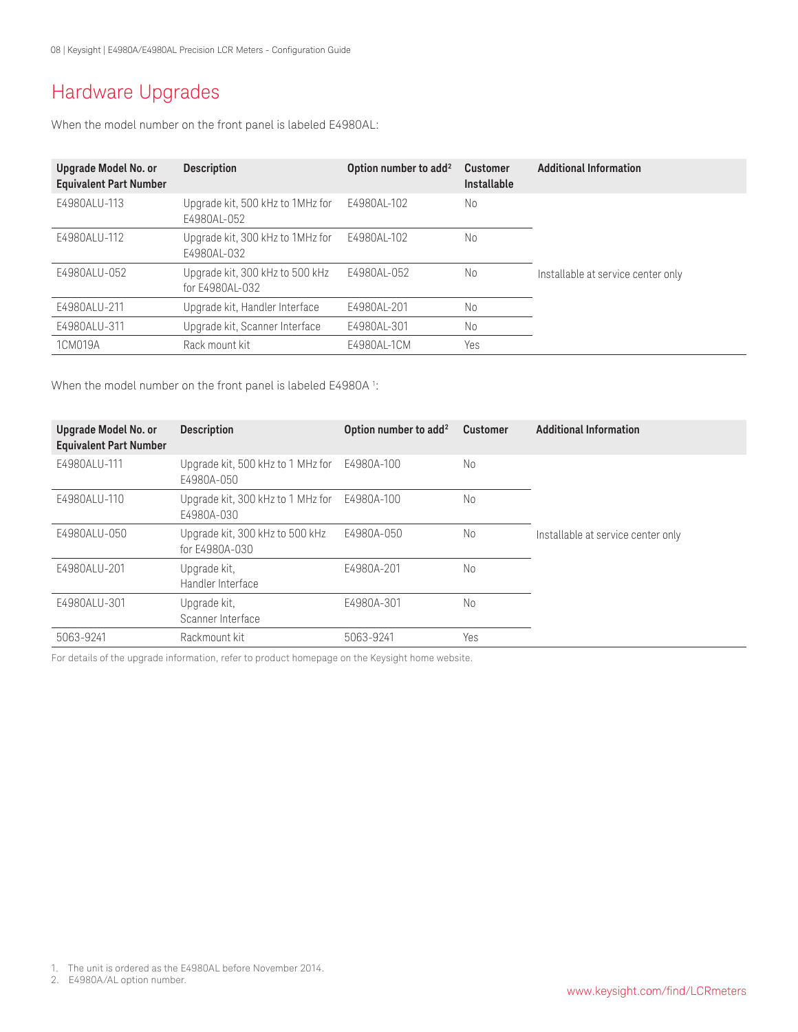# Hardware Upgrades

When the model number on the front panel is labeled E4980AL:

| Upgrade Model No. or Equivalent Part Number | Description | Option number to add[2] | Customer Installable | Additional Information |
|---|---|---|---|---|
| E4980ALU-113 | Upgrade kit, 500 kHz to 1MHz for E4980AL-052 | E4980AL-102 | No | Installable at service center only |
| E4980ALU-112 | Upgrade kit, 300 kHz to 1MHz for E4980AL-032 | E4980AL-102 | No | |
| E4980ALU-052 | Upgrade kit, 300 kHz to 500 kHz for E4980AL-032 | E4980AL-052 | No | |
| E4980ALU-211 | Upgrade kit, Handler Interface | E4980AL-201 | No | |
| E4980ALU-311 | Upgrade kit, Scanner Interface | E4980AL-301 | No | |
| 1CM019A | Rack mount kit | E4980AL-1CM | Yes | |

When the model number on the front panel is labeled E4980A [1]:

| Upgrade Model No. or Equivalent Part Number | Description | Option number to add[2] | Customer | Additional Information |
|---|---|---|---|---|
| E4980ALU-111 | Upgrade kit, 500 kHz to 1 MHz for E4980A-050 | E4980A-100 | No | Installable at service center only |
| E4980ALU-110 | Upgrade kit, 300 kHz to 1 MHz for E4980A-030 | E4980A-100 | No | |
| E4980ALU-050 | Upgrade kit, 300 kHz to 500 kHz for E4980A-030 | E4980A-050 | No | |
| E4980ALU-201 | Upgrade kit, Handler Interface | E4980A-201 | No | |
| E4980ALU-301 | Upgrade kit, Scanner Interface | E4980A-301 | No | |
| 5063-9241 | Rackmount kit | 5063-9241 | Yes | |

For details of the upgrade information, refer to product homepage on the Keysight home website.

1. The unit is ordered as the E4980AL before November 2014.
2. E4980A/AL option number.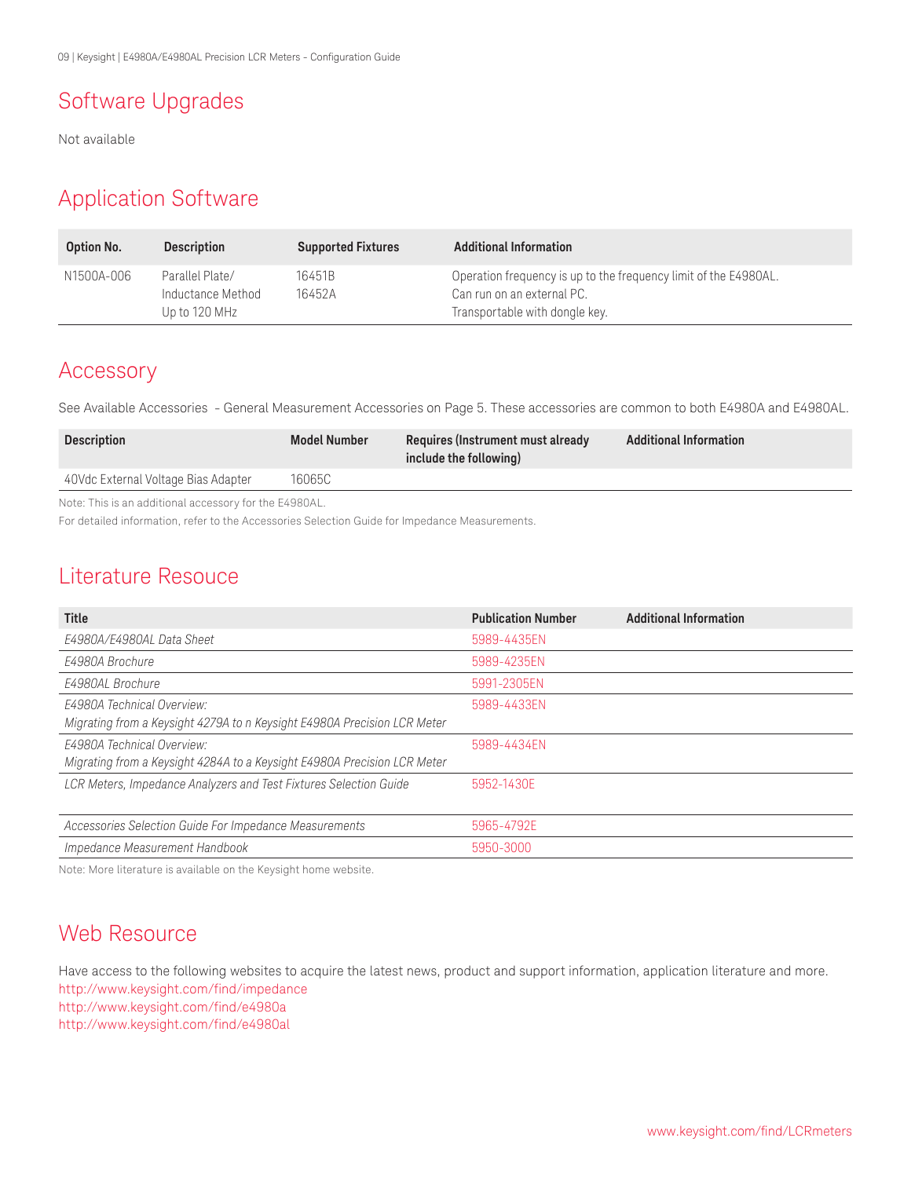## Software Upgrades

Not available

## Application Software

| Option No. | Description | Supported Fixtures | Additional Information |
| --- | --- | --- | --- |
| N1500A-006 | Parallel Plate/ Inductance Method Up to 120 MHz | 16451B 16452A | Operation frequency is up to the frequency limit of the E4980AL. Can run on an external PC. Transportable with dongle key. |

## Accessory

See Available Accessories - General Measurement Accessories on Page 5. These accessories are common to both E4980A and E4980AL.

| Description | Model Number | Requires (Instrument must already include the following) | Additional Information |
| --- | --- | --- | --- |
| 40Vdc External Voltage Bias Adapter | 16065C | | |

Note: This is an additional accessory for the E4980AL.
For detailed information, refer to the Accessories Selection Guide for Impedance Measurements.

## Literature Resouce

| Title | Publication Number | Additional Information |
| --- | --- | --- |
| *E4980A/E4980AL Data Sheet* | 5989-4435EN | |
| *E4980A Brochure* | 5989-4235EN | |
| *E4980AL Brochure* | 5991-2305EN | |
| *E4980A Technical Overview: Migrating from a Keysight 4279A to n Keysight E4980A Precision LCR Meter* | 5989-4433EN | |
| *E4980A Technical Overview: Migrating from a Keysight 4284A to a Keysight E4980A Precision LCR Meter* | 5989-4434EN | |
| *LCR Meters, Impedance Analyzers and Test Fixtures Selection Guide* | 5952-1430E | |
| *Accessories Selection Guide For Impedance Measurements* | 5965-4792E | |
| *Impedance Measurement Handbook* | 5950-3000 | |

Note: More literature is available on the Keysight home website.

## Web Resource

Have access to the following websites to acquire the latest news, product and support information, application literature and more.
http://www.keysight.com/find/impedance
http://www.keysight.com/find/e4980a
http://www.keysight.com/find/e4980al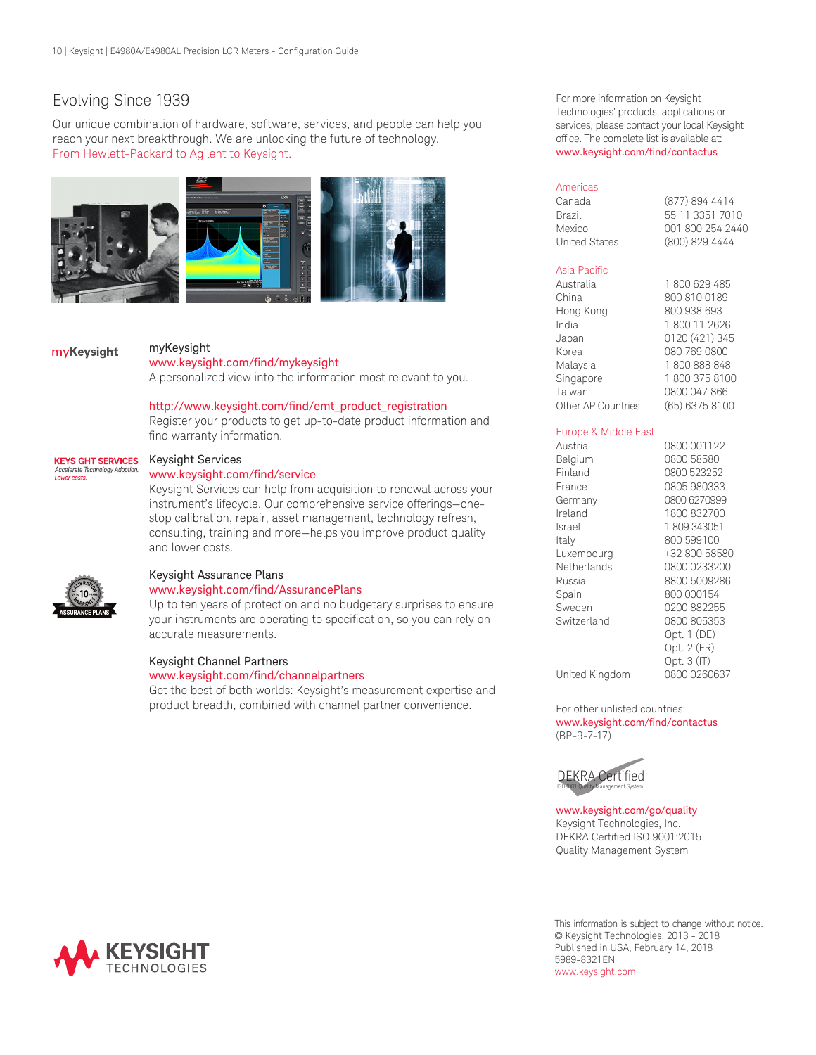## Evolving Since 1939

Our unique combination of hardware, software, services, and people can help you reach your next breakthrough. We are unlocking the future of technology.
From Hewlett-Packard to Agilent to Keysight.

**myKeysight**

myKeysight
www.keysight.com/find/mykeysight
A personalized view into the information most relevant to you.

http://www.keysight.com/find/emt_product_registration
Register your products to get up-to-date product information and find warranty information.

**KEYSIGHT SERVICES**
*Accelerate Technology Adoption. Lower costs.*

Keysight Services
www.keysight.com/find/service
Keysight Services can help from acquisition to renewal across your instrument's lifecycle. Our comprehensive service offerings—one-stop calibration, repair, asset management, technology refresh, consulting, training and more—helps you improve product quality and lower costs.

Keysight Assurance Plans
www.keysight.com/find/AssurancePlans
Up to ten years of protection and no budgetary surprises to ensure your instruments are operating to specification, so you can rely on accurate measurements.

Keysight Channel Partners
www.keysight.com/find/channelpartners
Get the best of both worlds: Keysight's measurement expertise and product breadth, combined with channel partner convenience.

For more information on Keysight Technologies' products, applications or services, please contact your local Keysight office. The complete list is available at:
www.keysight.com/find/contactus

**Americas**

| | |
|---|---|
| Canada | (877) 894 4414 |
| Brazil | 55 11 3351 7010 |
| Mexico | 001 800 254 2440 |
| United States | (800) 829 4444 |

**Asia Pacific**

| | |
|---|---|
| Australia | 1 800 629 485 |
| China | 800 810 0189 |
| Hong Kong | 800 938 693 |
| India | 1 800 11 2626 |
| Japan | 0120 (421) 345 |
| Korea | 080 769 0800 |
| Malaysia | 1 800 888 848 |
| Singapore | 1 800 375 8100 |
| Taiwan | 0800 047 866 |
| Other AP Countries | (65) 6375 8100 |

**Europe & Middle East**

| | |
|---|---|
| Austria | 0800 001122 |
| Belgium | 0800 58580 |
| Finland | 0800 523252 |
| France | 0805 980333 |
| Germany | 0800 6270999 |
| Ireland | 1800 832700 |
| Israel | 1 809 343051 |
| Italy | 800 599100 |
| Luxembourg | +32 800 58580 |
| Netherlands | 0800 0233200 |
| Russia | 8800 5009286 |
| Spain | 800 000154 |
| Sweden | 0200 882255 |
| Switzerland | 0800 805353<br>Opt. 1 (DE)<br>Opt. 2 (FR)<br>Opt. 3 (IT) |
| United Kingdom | 0800 0260637 |

For other unlisted countries:
www.keysight.com/find/contactus
(BP-9-7-17)

DEKRA Certified
ISO9001 Quality Management System

www.keysight.com/go/quality
Keysight Technologies, Inc.
DEKRA Certified ISO 9001:2015
Quality Management System

KEYSIGHT TECHNOLOGIES

This information is subject to change without notice.
© Keysight Technologies, 2013 - 2018
Published in USA, February 14, 2018
5989-8321EN
www.keysight.com